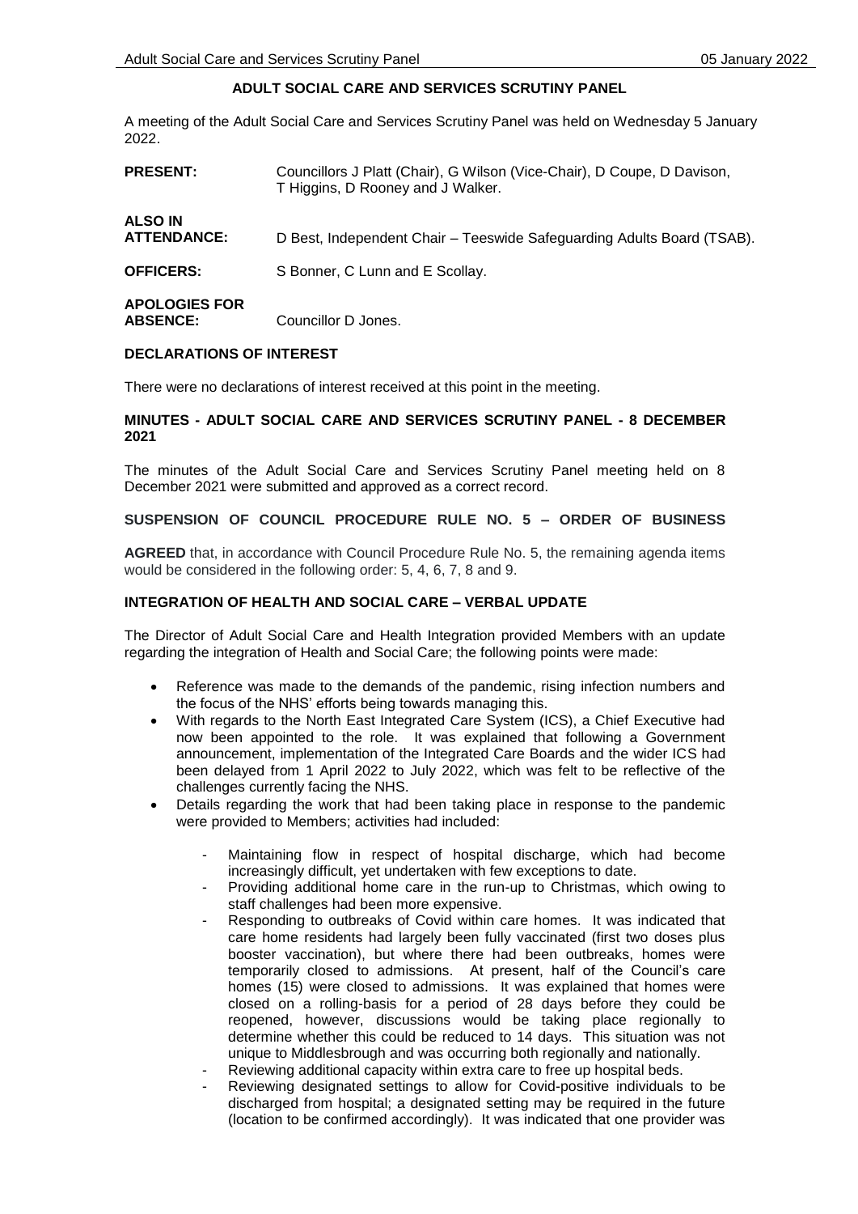## ADULT SOCIAL CARE AND SERVICES SCRUTINY PANEL

A meeting of the Adult Social Care and Services Scrutiny Panel was held on Wednesday 5 January 2022.

| | |
|---|---|
| **PRESENT:** | Councillors J Platt (Chair), G Wilson (Vice-Chair), D Coupe, D Davison, T Higgins, D Rooney and J Walker. |
| **ALSO IN ATTENDANCE:** | D Best, Independent Chair – Teeswide Safeguarding Adults Board (TSAB). |
| **OFFICERS:** | S Bonner, C Lunn and E Scollay. |
| **APOLOGIES FOR ABSENCE:** | Councillor D Jones. |

### DECLARATIONS OF INTEREST

There were no declarations of interest received at this point in the meeting.

### MINUTES - ADULT SOCIAL CARE AND SERVICES SCRUTINY PANEL - 8 DECEMBER 2021

The minutes of the Adult Social Care and Services Scrutiny Panel meeting held on 8 December 2021 were submitted and approved as a correct record.

### SUSPENSION OF COUNCIL PROCEDURE RULE NO. 5 – ORDER OF BUSINESS

**AGREED** that, in accordance with Council Procedure Rule No. 5, the remaining agenda items would be considered in the following order: 5, 4, 6, 7, 8 and 9.

### INTEGRATION OF HEALTH AND SOCIAL CARE – VERBAL UPDATE

The Director of Adult Social Care and Health Integration provided Members with an update regarding the integration of Health and Social Care; the following points were made:

- Reference was made to the demands of the pandemic, rising infection numbers and the focus of the NHS' efforts being towards managing this.
- With regards to the North East Integrated Care System (ICS), a Chief Executive had now been appointed to the role. It was explained that following a Government announcement, implementation of the Integrated Care Boards and the wider ICS had been delayed from 1 April 2022 to July 2022, which was felt to be reflective of the challenges currently facing the NHS.
- Details regarding the work that had been taking place in response to the pandemic were provided to Members; activities had included:
    - Maintaining flow in respect of hospital discharge, which had become increasingly difficult, yet undertaken with few exceptions to date.
    - Providing additional home care in the run-up to Christmas, which owing to staff challenges had been more expensive.
    - Responding to outbreaks of Covid within care homes. It was indicated that care home residents had largely been fully vaccinated (first two doses plus booster vaccination), but where there had been outbreaks, homes were temporarily closed to admissions. At present, half of the Council's care homes (15) were closed to admissions. It was explained that homes were closed on a rolling-basis for a period of 28 days before they could be reopened, however, discussions would be taking place regionally to determine whether this could be reduced to 14 days. This situation was not unique to Middlesbrough and was occurring both regionally and nationally.
    - Reviewing additional capacity within extra care to free up hospital beds.
    - Reviewing designated settings to allow for Covid-positive individuals to be discharged from hospital; a designated setting may be required in the future (location to be confirmed accordingly). It was indicated that one provider was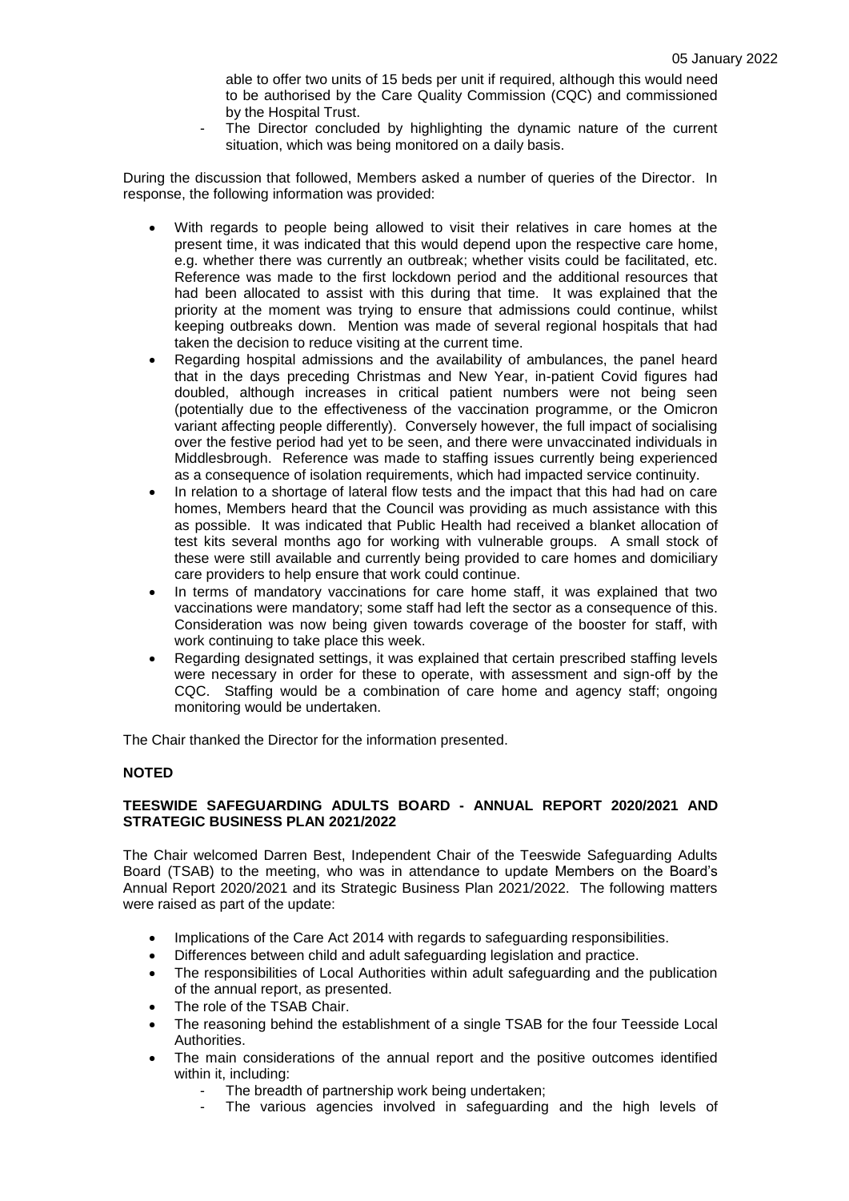able to offer two units of 15 beds per unit if required, although this would need to be authorised by the Care Quality Commission (CQC) and commissioned by the Hospital Trust.

- The Director concluded by highlighting the dynamic nature of the current situation, which was being monitored on a daily basis.

During the discussion that followed, Members asked a number of queries of the Director. In response, the following information was provided:

- With regards to people being allowed to visit their relatives in care homes at the present time, it was indicated that this would depend upon the respective care home, e.g. whether there was currently an outbreak; whether visits could be facilitated, etc. Reference was made to the first lockdown period and the additional resources that had been allocated to assist with this during that time. It was explained that the priority at the moment was trying to ensure that admissions could continue, whilst keeping outbreaks down. Mention was made of several regional hospitals that had taken the decision to reduce visiting at the current time.
- Regarding hospital admissions and the availability of ambulances, the panel heard that in the days preceding Christmas and New Year, in-patient Covid figures had doubled, although increases in critical patient numbers were not being seen (potentially due to the effectiveness of the vaccination programme, or the Omicron variant affecting people differently). Conversely however, the full impact of socialising over the festive period had yet to be seen, and there were unvaccinated individuals in Middlesbrough. Reference was made to staffing issues currently being experienced as a consequence of isolation requirements, which had impacted service continuity.
- In relation to a shortage of lateral flow tests and the impact that this had had on care homes, Members heard that the Council was providing as much assistance with this as possible. It was indicated that Public Health had received a blanket allocation of test kits several months ago for working with vulnerable groups. A small stock of these were still available and currently being provided to care homes and domiciliary care providers to help ensure that work could continue.
- In terms of mandatory vaccinations for care home staff, it was explained that two vaccinations were mandatory; some staff had left the sector as a consequence of this. Consideration was now being given towards coverage of the booster for staff, with work continuing to take place this week.
- Regarding designated settings, it was explained that certain prescribed staffing levels were necessary in order for these to operate, with assessment and sign-off by the CQC. Staffing would be a combination of care home and agency staff; ongoing monitoring would be undertaken.

The Chair thanked the Director for the information presented.

**NOTED**

**TEESWIDE SAFEGUARDING ADULTS BOARD - ANNUAL REPORT 2020/2021 AND STRATEGIC BUSINESS PLAN 2021/2022**

The Chair welcomed Darren Best, Independent Chair of the Teeswide Safeguarding Adults Board (TSAB) to the meeting, who was in attendance to update Members on the Board's Annual Report 2020/2021 and its Strategic Business Plan 2021/2022. The following matters were raised as part of the update:

- Implications of the Care Act 2014 with regards to safeguarding responsibilities.
- Differences between child and adult safeguarding legislation and practice.
- The responsibilities of Local Authorities within adult safeguarding and the publication of the annual report, as presented.
- The role of the TSAB Chair.
- The reasoning behind the establishment of a single TSAB for the four Teesside Local Authorities.
- The main considerations of the annual report and the positive outcomes identified within it, including:
  - The breadth of partnership work being undertaken;
  - The various agencies involved in safeguarding and the high levels of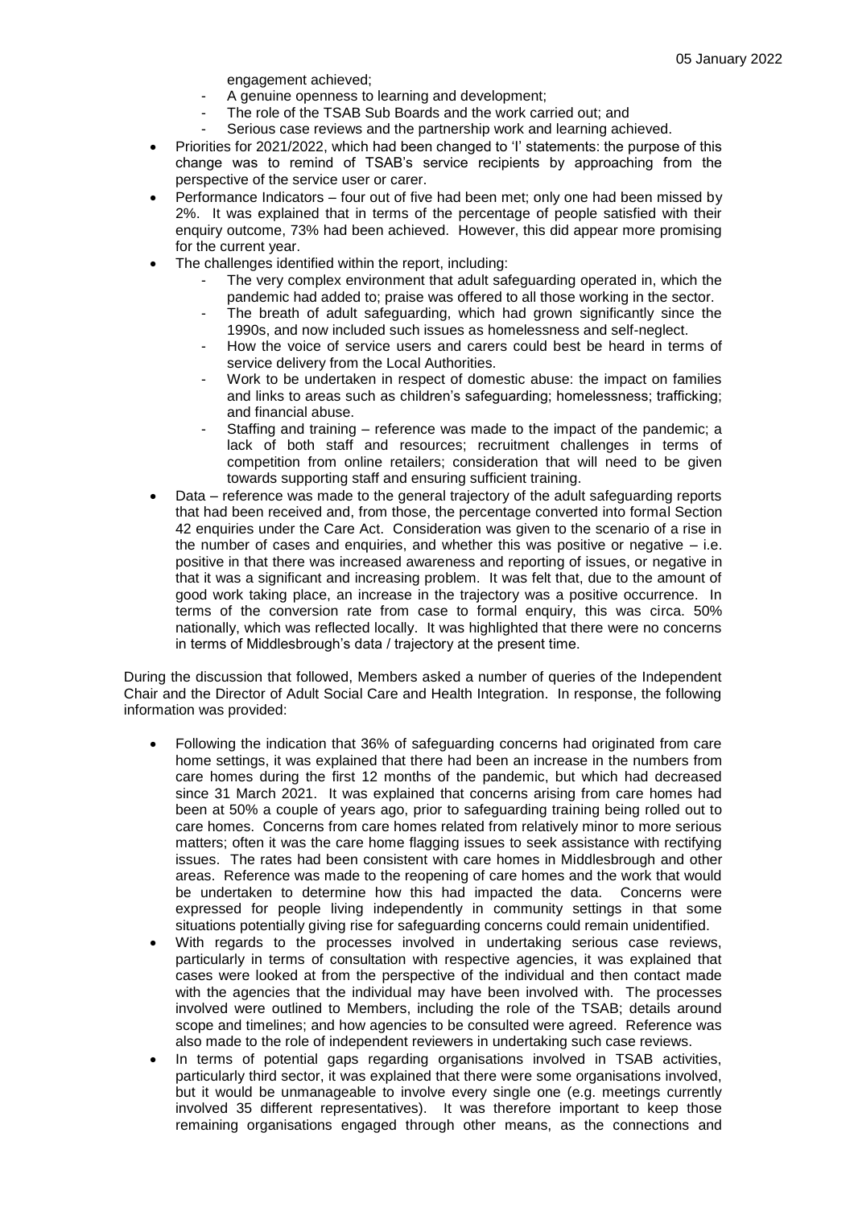engagement achieved;
    - A genuine openness to learning and development;
    - The role of the TSAB Sub Boards and the work carried out; and
    - Serious case reviews and the partnership work and learning achieved.
- Priorities for 2021/2022, which had been changed to 'I' statements: the purpose of this change was to remind of TSAB's service recipients by approaching from the perspective of the service user or carer.
- Performance Indicators – four out of five had been met; only one had been missed by 2%. It was explained that in terms of the percentage of people satisfied with their enquiry outcome, 73% had been achieved. However, this did appear more promising for the current year.
- The challenges identified within the report, including:
    - The very complex environment that adult safeguarding operated in, which the pandemic had added to; praise was offered to all those working in the sector.
    - The breath of adult safeguarding, which had grown significantly since the 1990s, and now included such issues as homelessness and self-neglect.
    - How the voice of service users and carers could best be heard in terms of service delivery from the Local Authorities.
    - Work to be undertaken in respect of domestic abuse: the impact on families and links to areas such as children's safeguarding; homelessness; trafficking; and financial abuse.
    - Staffing and training – reference was made to the impact of the pandemic; a lack of both staff and resources; recruitment challenges in terms of competition from online retailers; consideration that will need to be given towards supporting staff and ensuring sufficient training.
- Data – reference was made to the general trajectory of the adult safeguarding reports that had been received and, from those, the percentage converted into formal Section 42 enquiries under the Care Act. Consideration was given to the scenario of a rise in the number of cases and enquiries, and whether this was positive or negative – i.e. positive in that there was increased awareness and reporting of issues, or negative in that it was a significant and increasing problem. It was felt that, due to the amount of good work taking place, an increase in the trajectory was a positive occurrence. In terms of the conversion rate from case to formal enquiry, this was circa. 50% nationally, which was reflected locally. It was highlighted that there were no concerns in terms of Middlesbrough's data / trajectory at the present time.

During the discussion that followed, Members asked a number of queries of the Independent Chair and the Director of Adult Social Care and Health Integration. In response, the following information was provided:

- Following the indication that 36% of safeguarding concerns had originated from care home settings, it was explained that there had been an increase in the numbers from care homes during the first 12 months of the pandemic, but which had decreased since 31 March 2021. It was explained that concerns arising from care homes had been at 50% a couple of years ago, prior to safeguarding training being rolled out to care homes. Concerns from care homes related from relatively minor to more serious matters; often it was the care home flagging issues to seek assistance with rectifying issues. The rates had been consistent with care homes in Middlesbrough and other areas. Reference was made to the reopening of care homes and the work that would be undertaken to determine how this had impacted the data. Concerns were expressed for people living independently in community settings in that some situations potentially giving rise for safeguarding concerns could remain unidentified.
- With regards to the processes involved in undertaking serious case reviews, particularly in terms of consultation with respective agencies, it was explained that cases were looked at from the perspective of the individual and then contact made with the agencies that the individual may have been involved with. The processes involved were outlined to Members, including the role of the TSAB; details around scope and timelines; and how agencies to be consulted were agreed. Reference was also made to the role of independent reviewers in undertaking such case reviews.
- In terms of potential gaps regarding organisations involved in TSAB activities, particularly third sector, it was explained that there were some organisations involved, but it would be unmanageable to involve every single one (e.g. meetings currently involved 35 different representatives). It was therefore important to keep those remaining organisations engaged through other means, as the connections and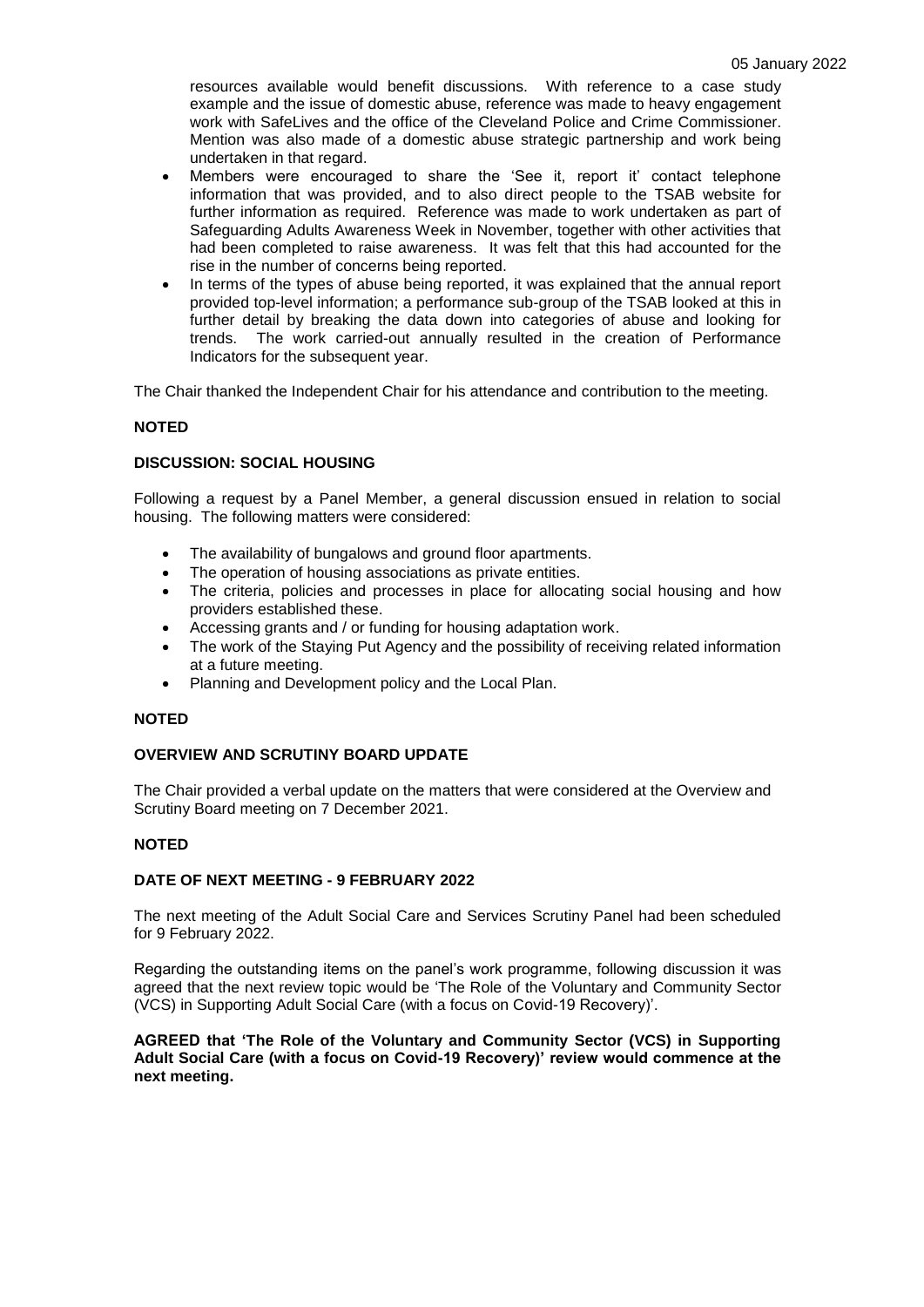resources available would benefit discussions. With reference to a case study example and the issue of domestic abuse, reference was made to heavy engagement work with SafeLives and the office of the Cleveland Police and Crime Commissioner. Mention was also made of a domestic abuse strategic partnership and work being undertaken in that regard.

- Members were encouraged to share the 'See it, report it' contact telephone information that was provided, and to also direct people to the TSAB website for further information as required. Reference was made to work undertaken as part of Safeguarding Adults Awareness Week in November, together with other activities that had been completed to raise awareness. It was felt that this had accounted for the rise in the number of concerns being reported.
- In terms of the types of abuse being reported, it was explained that the annual report provided top-level information; a performance sub-group of the TSAB looked at this in further detail by breaking the data down into categories of abuse and looking for trends. The work carried-out annually resulted in the creation of Performance Indicators for the subsequent year.

The Chair thanked the Independent Chair for his attendance and contribution to the meeting.

**NOTED**

**DISCUSSION: SOCIAL HOUSING**

Following a request by a Panel Member, a general discussion ensued in relation to social housing. The following matters were considered:

- The availability of bungalows and ground floor apartments.
- The operation of housing associations as private entities.
- The criteria, policies and processes in place for allocating social housing and how providers established these.
- Accessing grants and / or funding for housing adaptation work.
- The work of the Staying Put Agency and the possibility of receiving related information at a future meeting.
- Planning and Development policy and the Local Plan.

**NOTED**

**OVERVIEW AND SCRUTINY BOARD UPDATE**

The Chair provided a verbal update on the matters that were considered at the Overview and Scrutiny Board meeting on 7 December 2021.

**NOTED**

**DATE OF NEXT MEETING - 9 FEBRUARY 2022**

The next meeting of the Adult Social Care and Services Scrutiny Panel had been scheduled for 9 February 2022.

Regarding the outstanding items on the panel's work programme, following discussion it was agreed that the next review topic would be 'The Role of the Voluntary and Community Sector (VCS) in Supporting Adult Social Care (with a focus on Covid-19 Recovery)'.

**AGREED that 'The Role of the Voluntary and Community Sector (VCS) in Supporting Adult Social Care (with a focus on Covid-19 Recovery)' review would commence at the next meeting.**